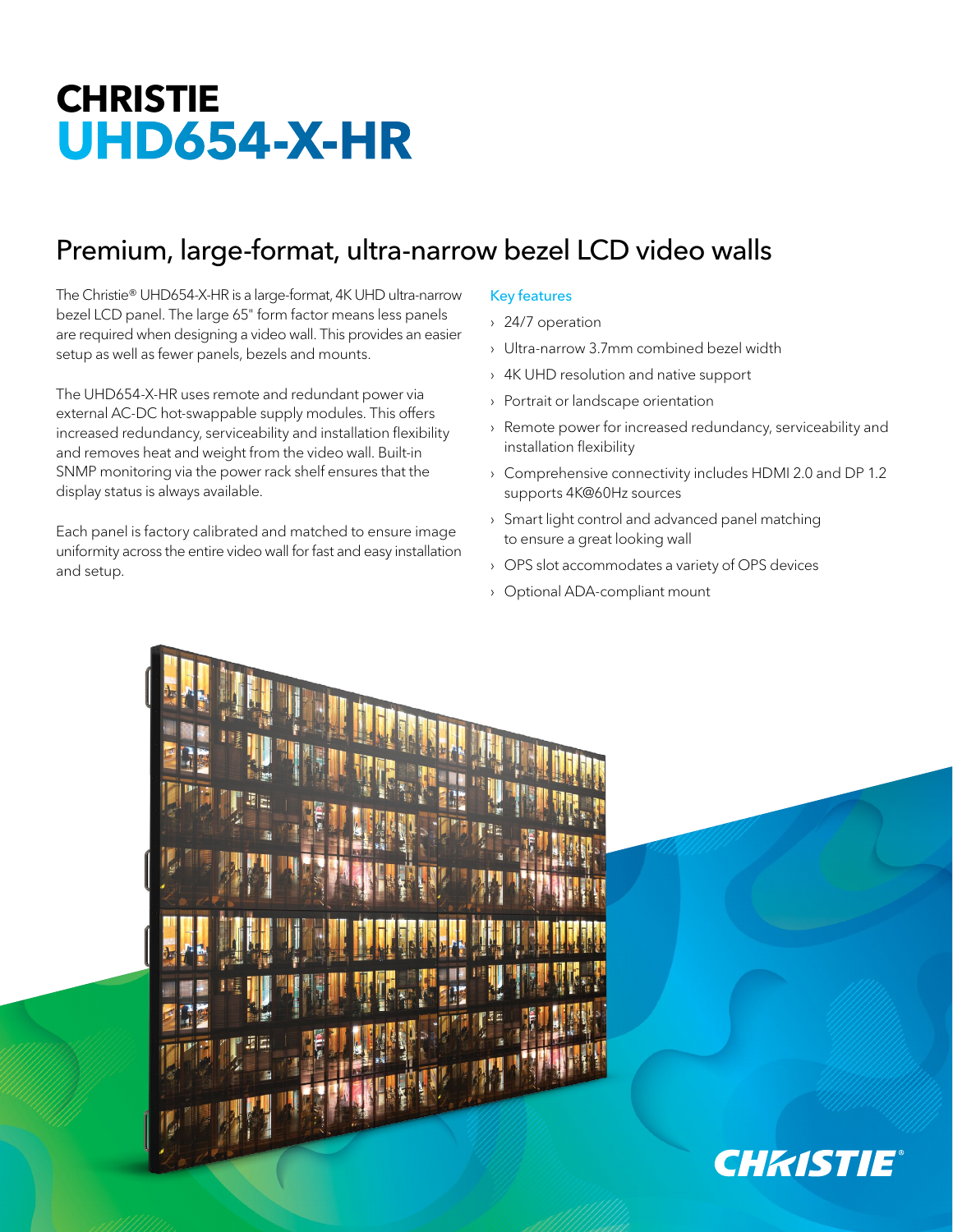# CHRISTIE
# UHD654-X-HR

## Premium, large-format, ultra-narrow bezel LCD video walls

The Christie® UHD654-X-HR is a large-format, 4K UHD ultra-narrow bezel LCD panel. The large 65" form factor means less panels are required when designing a video wall. This provides an easier setup as well as fewer panels, bezels and mounts.

The UHD654-X-HR uses remote and redundant power via external AC-DC hot-swappable supply modules. This offers increased redundancy, serviceability and installation flexibility and removes heat and weight from the video wall. Built-in SNMP monitoring via the power rack shelf ensures that the display status is always available.

Each panel is factory calibrated and matched to ensure image uniformity across the entire video wall for fast and easy installation and setup.

### Key features

- 24/7 operation
- Ultra-narrow 3.7mm combined bezel width
- 4K UHD resolution and native support
- Portrait or landscape orientation
- Remote power for increased redundancy, serviceability and installation flexibility
- Comprehensive connectivity includes HDMI 2.0 and DP 1.2 supports 4K@60Hz sources
- Smart light control and advanced panel matching to ensure a great looking wall
- OPS slot accommodates a variety of OPS devices
- Optional ADA-compliant mount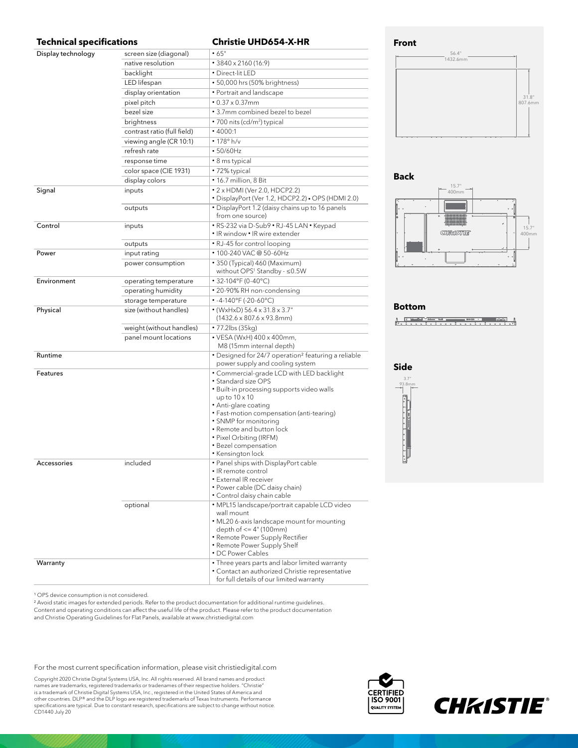## Technical specifications

| Technical specifications | | Christie UHD654-X-HR |
|---|---|---|
| Display technology | screen size (diagonal) | • 65" |
| | native resolution | • 3840 x 2160 (16:9) |
| | backlight | • Direct-lit LED |
| | LED lifespan | • 50,000 hrs (50% brightness) |
| | display orientation | • Portrait and landscape |
| | pixel pitch | • 0.37 x 0.37mm |
| | bezel size | • 3.7mm combined bezel to bezel |
| | brightness | • 700 nits (cd/m²) typical |
| | contrast ratio (full field) | • 4000:1 |
| | viewing angle (CR 10:1) | • 178° h/v |
| | refresh rate | • 50/60Hz |
| | response time | • 8 ms typical |
| | color space (CIE 1931) | • 72% typical |
| | display colors | • 16.7 million, 8 Bit |
| Signal | inputs | • 2 x HDMI (Ver 2.0, HDCP2.2) • DisplayPort (Ver 1.2, HDCP2.2) • OPS (HDMI 2.0) |
| | outputs | • DisplayPort 1.2 (daisy chains up to 16 panels from one source) |
| Control | inputs | • RS-232 via D-Sub9 • RJ-45 LAN • Keypad • IR window • IR wire extender |
| | outputs | • RJ-45 for control looping |
| Power | input rating | • 100-240 VAC @ 50-60Hz |
| | power consumption | • 350 (Typical) 460 (Maximum) without OPS[1] Standby - ≤0.5W |
| Environment | operating temperature | • 32-104°F (0-40°C) |
| | operating humidity | • 20-90% RH non-condensing |
| | storage temperature | • -4-140°F (-20-60°C) |
| Physical | size (without handles) | • (WxHxD) 56.4 x 31.8 x 3.7" (1432.6 x 807.6 x 93.8mm) |
| | weight (without handles) | • 77.2lbs (35kg) |
| | panel mount locations | • VESA (WxH) 400 x 400mm, M8 (15mm internal depth) |
| Runtime | | • Designed for 24/7 operation[2] featuring a reliable power supply and cooling system |
| Features | | • Commercial-grade LCD with LED backlight<br>• Standard size OPS<br>• Built-in processing supports video walls up to 10 x 10<br>• Anti-glare coating<br>• Fast-motion compensation (anti-tearing)<br>• SNMP for monitoring<br>• Remote and button lock<br>• Pixel Orbiting (IRFM)<br>• Bezel compensation<br>• Kensington lock |
| Accessories | included | • Panel ships with DisplayPort cable<br>• IR remote control<br>• External IR receiver<br>• Power cable (DC daisy chain)<br>• Control daisy chain cable |
| | optional | • MPL15 landscape/portrait capable LCD video wall mount<br>• ML20 6-axis landscape mount for mounting depth of <= 4" (100mm)<br>• Remote Power Supply Rectifier<br>• Remote Power Supply Shelf<br>• DC Power Cables |
| Warranty | | • Three years parts and labor limited warranty<br>• Contact an authorized Christie representative for full details of our limited warranty |

**Front**

56.4"
1432.6mm

31.8"
807.6mm

**Back**

15.7"
400mm

15.7"
400mm

**Bottom**

**Side**

3.7"
93.8mm

[1] OPS device consumption is not considered.

[2] Avoid static images for extended periods. Refer to the product documentation for additional runtime guidelines. Content and operating conditions can affect the useful life of the product. Please refer to the product documentation and Christie Operating Guidelines for Flat Panels, available at www.christiedigital.com

For the most current specification information, please visit christiedigital.com

Copyright 2020 Christie Digital Systems USA, Inc. All rights reserved. All brand names and product names are trademarks, registered trademarks or tradenames of their respective holders. "Christie" is a trademark of Christie Digital Systems USA, Inc., registered in the United States of America and other countries. DLP® and the DLP logo are registered trademarks of Texas Instruments. Performance specifications are typical. Due to constant research, specifications are subject to change without notice. CD1440 July 20

CERTIFIED ISO 9001 QUALITY SYSTEM

CHRISTIE®